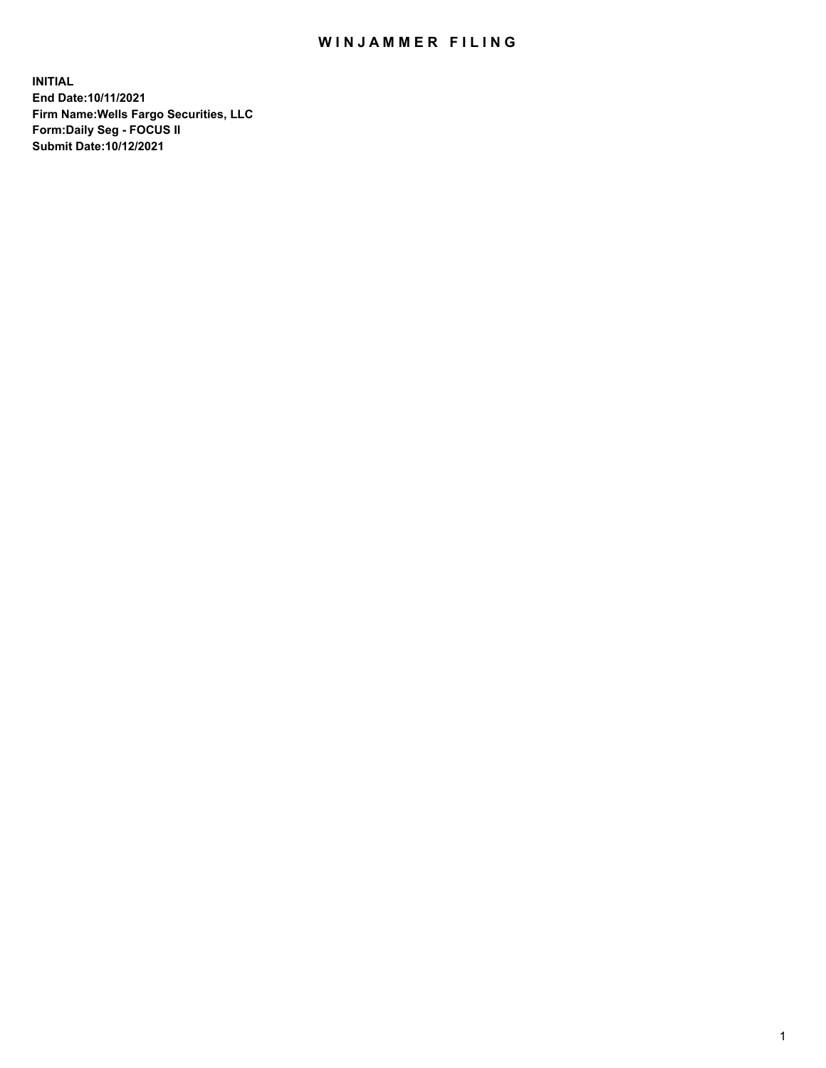# WINJAMMER FILING

**INITIAL**
**End Date:10/11/2021**
**Firm Name:Wells Fargo Securities, LLC**
**Form:Daily Seg - FOCUS II**
**Submit Date:10/12/2021**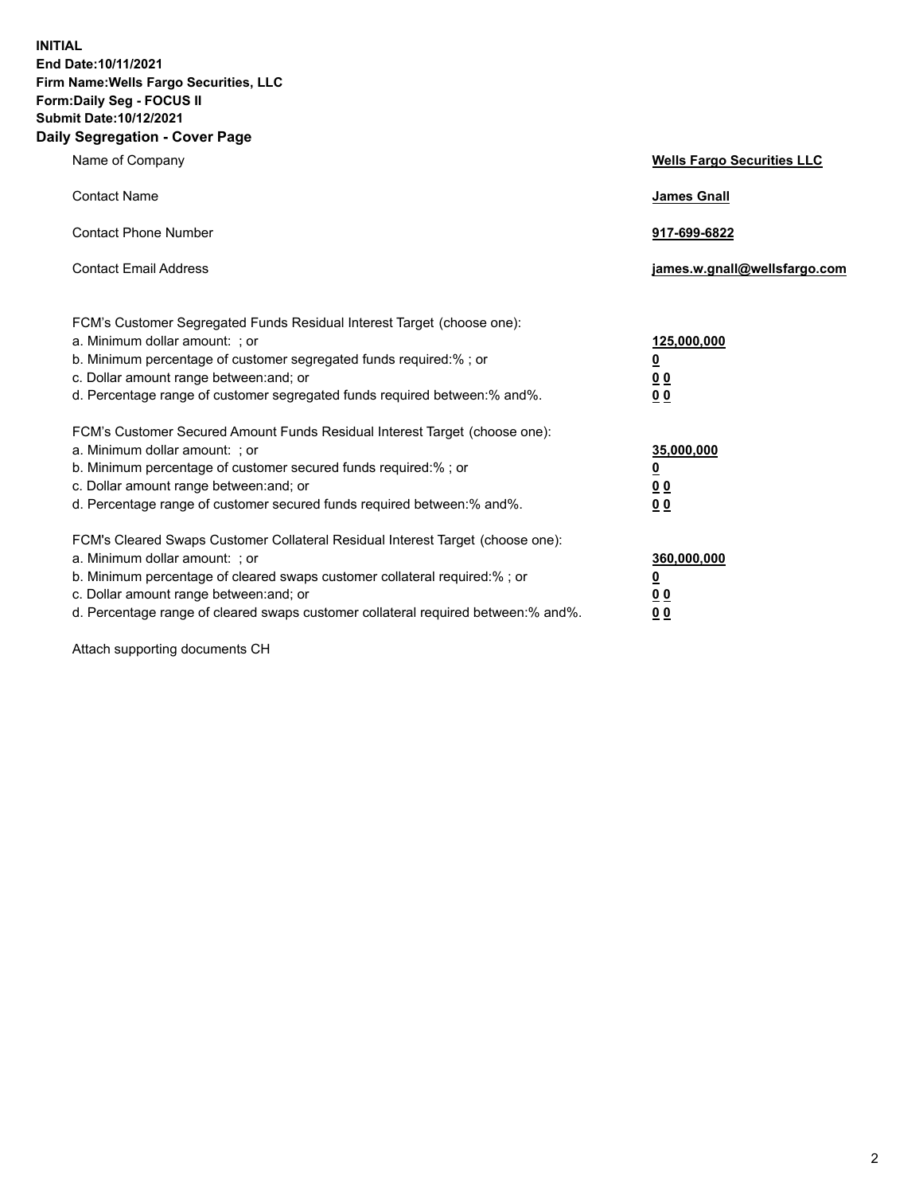**INITIAL**
**End Date:10/11/2021**
**Firm Name:Wells Fargo Securities, LLC**
**Form:Daily Seg - FOCUS II**
**Submit Date:10/12/2021**

## Daily Segregation - Cover Page

| | |
|---|---|
| Name of Company | **Wells Fargo Securities LLC** |
| Contact Name | **James Gnall** |
| Contact Phone Number | **917-699-6822** |
| Contact Email Address | **james.w.gnall@wellsfargo.com** |

FCM's Customer Segregated Funds Residual Interest Target (choose one):

| | |
|---|---|
| a. Minimum dollar amount: ; or | **125,000,000** |
| b. Minimum percentage of customer segregated funds required:% ; or | **0** |
| c. Dollar amount range between:and; or | **0 0** |
| d. Percentage range of customer segregated funds required between:% and%. | **0 0** |

FCM's Customer Secured Amount Funds Residual Interest Target (choose one):

| | |
|---|---|
| a. Minimum dollar amount: ; or | **35,000,000** |
| b. Minimum percentage of customer secured funds required:% ; or | **0** |
| c. Dollar amount range between:and; or | **0 0** |
| d. Percentage range of customer secured funds required between:% and%. | **0 0** |

FCM's Cleared Swaps Customer Collateral Residual Interest Target (choose one):

| | |
|---|---|
| a. Minimum dollar amount: ; or | **360,000,000** |
| b. Minimum percentage of cleared swaps customer collateral required:% ; or | **0** |
| c. Dollar amount range between:and; or | **0 0** |
| d. Percentage range of cleared swaps customer collateral required between:% and%. | **0 0** |

Attach supporting documents CH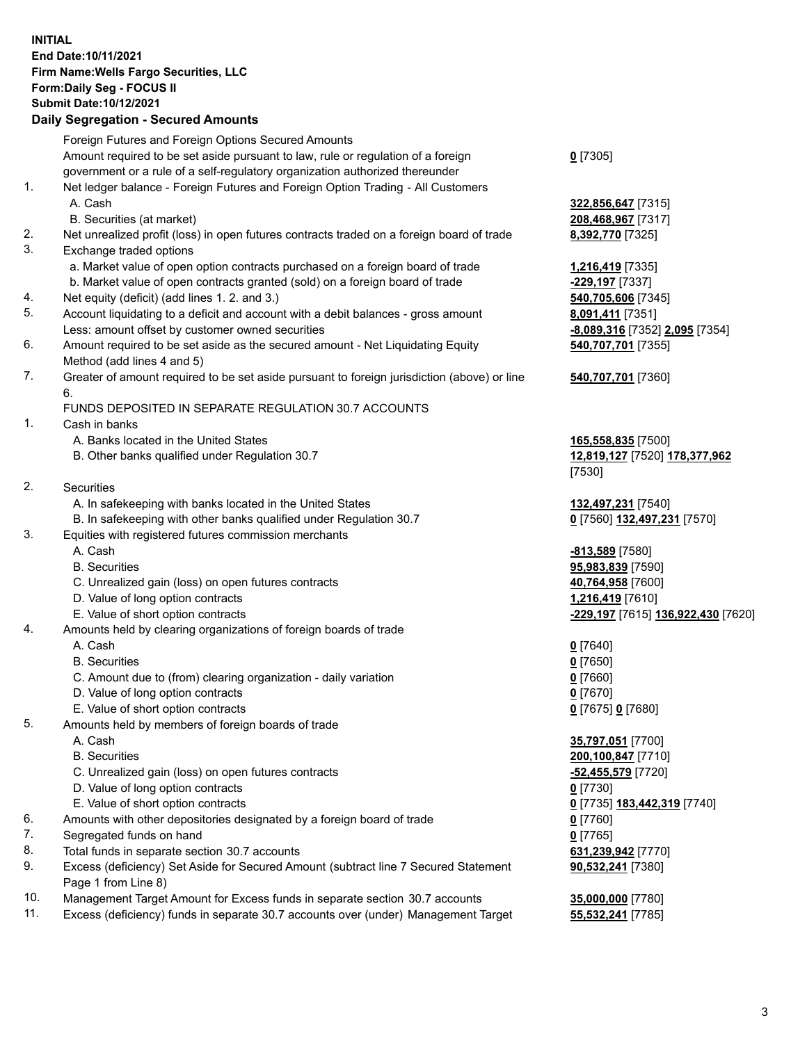**INITIAL**
**End Date:10/11/2021**
**Firm Name:Wells Fargo Securities, LLC**
**Form:Daily Seg - FOCUS II**
**Submit Date:10/12/2021**

## Daily Segregation - Secured Amounts

| | | |
|---|---|---|
| | Foreign Futures and Foreign Options Secured Amounts | |
| | Amount required to be set aside pursuant to law, rule or regulation of a foreign government or a rule of a self-regulatory organization authorized thereunder | **0** [7305] |
| 1. | Net ledger balance - Foreign Futures and Foreign Option Trading - All Customers | |
| | A. Cash | **322,856,647** [7315] |
| | B. Securities (at market) | **208,468,967** [7317] |
| 2. | Net unrealized profit (loss) in open futures contracts traded on a foreign board of trade | **8,392,770** [7325] |
| 3. | Exchange traded options | |
| | a. Market value of open option contracts purchased on a foreign board of trade | **1,216,419** [7335] |
| | b. Market value of open contracts granted (sold) on a foreign board of trade | **-229,197** [7337] |
| 4. | Net equity (deficit) (add lines 1. 2. and 3.) | **540,705,606** [7345] |
| 5. | Account liquidating to a deficit and account with a debit balances - gross amount | **8,091,411** [7351] |
| | Less: amount offset by customer owned securities | **-8,089,316** [7352] **2,095** [7354] |
| 6. | Amount required to be set aside as the secured amount - Net Liquidating Equity Method (add lines 4 and 5) | **540,707,701** [7355] |
| 7. | Greater of amount required to be set aside pursuant to foreign jurisdiction (above) or line 6. | **540,707,701** [7360] |
| | FUNDS DEPOSITED IN SEPARATE REGULATION 30.7 ACCOUNTS | |
| 1. | Cash in banks | |
| | A. Banks located in the United States | **165,558,835** [7500] |
| | B. Other banks qualified under Regulation 30.7 | **12,819,127** [7520] **178,377,962** [7530] |
| 2. | Securities | |
| | A. In safekeeping with banks located in the United States | **132,497,231** [7540] |
| | B. In safekeeping with other banks qualified under Regulation 30.7 | **0** [7560] **132,497,231** [7570] |
| 3. | Equities with registered futures commission merchants | |
| | A. Cash | **-813,589** [7580] |
| | B. Securities | **95,983,839** [7590] |
| | C. Unrealized gain (loss) on open futures contracts | **40,764,958** [7600] |
| | D. Value of long option contracts | **1,216,419** [7610] |
| | E. Value of short option contracts | **-229,197** [7615] **136,922,430** [7620] |
| 4. | Amounts held by clearing organizations of foreign boards of trade | |
| | A. Cash | **0** [7640] |
| | B. Securities | **0** [7650] |
| | C. Amount due to (from) clearing organization - daily variation | **0** [7660] |
| | D. Value of long option contracts | **0** [7670] |
| | E. Value of short option contracts | **0** [7675] **0** [7680] |
| 5. | Amounts held by members of foreign boards of trade | |
| | A. Cash | **35,797,051** [7700] |
| | B. Securities | **200,100,847** [7710] |
| | C. Unrealized gain (loss) on open futures contracts | **-52,455,579** [7720] |
| | D. Value of long option contracts | **0** [7730] |
| | E. Value of short option contracts | **0** [7735] **183,442,319** [7740] |
| 6. | Amounts with other depositories designated by a foreign board of trade | **0** [7760] |
| 7. | Segregated funds on hand | **0** [7765] |
| 8. | Total funds in separate section 30.7 accounts | **631,239,942** [7770] |
| 9. | Excess (deficiency) Set Aside for Secured Amount (subtract line 7 Secured Statement Page 1 from Line 8) | **90,532,241** [7380] |
| 10. | Management Target Amount for Excess funds in separate section 30.7 accounts | **35,000,000** [7780] |
| 11. | Excess (deficiency) funds in separate 30.7 accounts over (under) Management Target | **55,532,241** [7785] |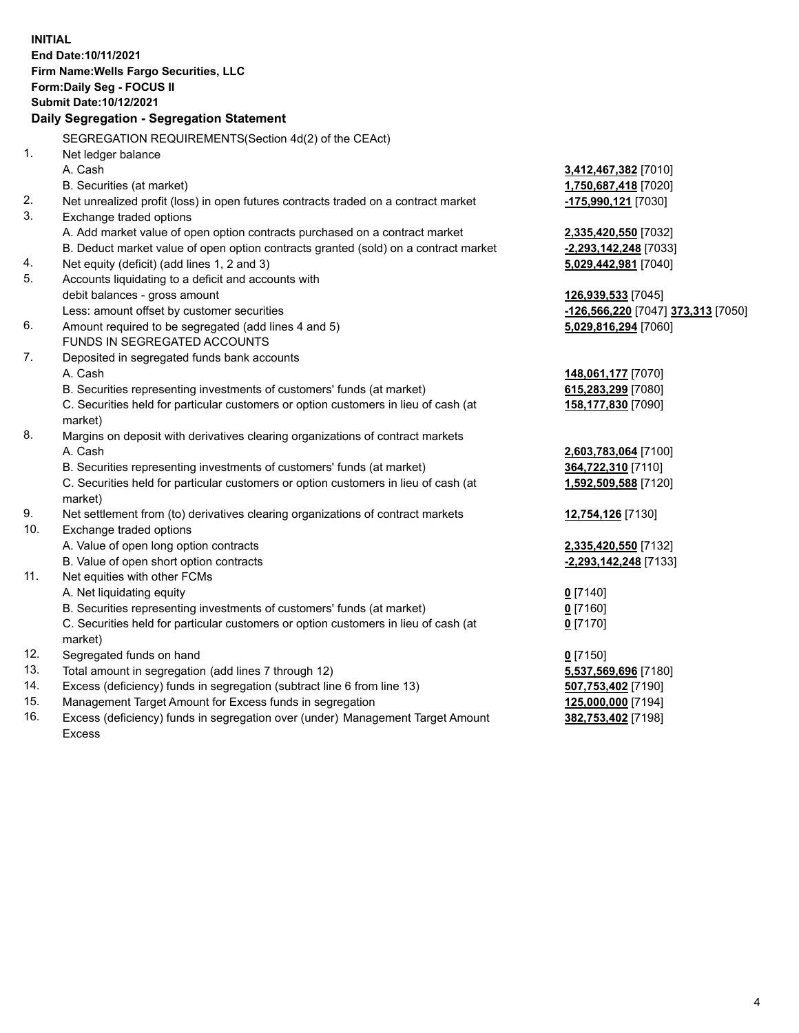**INITIAL**
**End Date:10/11/2021**
**Firm Name:Wells Fargo Securities, LLC**
**Form:Daily Seg - FOCUS II**
**Submit Date:10/12/2021**

**Daily Segregation - Segregation Statement**

SEGREGATION REQUIREMENTS(Section 4d(2) of the CEAct)

| | | |
|---|---|---|
| 1. | Net ledger balance | |
| | A. Cash | **3,412,467,382** [7010] |
| | B. Securities (at market) | **1,750,687,418** [7020] |
| 2. | Net unrealized profit (loss) in open futures contracts traded on a contract market | **-175,990,121** [7030] |
| 3. | Exchange traded options | |
| | A. Add market value of open option contracts purchased on a contract market | **2,335,420,550** [7032] |
| | B. Deduct market value of open option contracts granted (sold) on a contract market | **-2,293,142,248** [7033] |
| 4. | Net equity (deficit) (add lines 1, 2 and 3) | **5,029,442,981** [7040] |
| 5. | Accounts liquidating to a deficit and accounts with | |
| | debit balances - gross amount | **126,939,533** [7045] |
| | Less: amount offset by customer securities | **-126,566,220** [7047] **373,313** [7050] |
| 6. | Amount required to be segregated (add lines 4 and 5) | **5,029,816,294** [7060] |
| | FUNDS IN SEGREGATED ACCOUNTS | |
| 7. | Deposited in segregated funds bank accounts | |
| | A. Cash | **148,061,177** [7070] |
| | B. Securities representing investments of customers' funds (at market) | **615,283,299** [7080] |
| | C. Securities held for particular customers or option customers in lieu of cash (at market) | **158,177,830** [7090] |
| 8. | Margins on deposit with derivatives clearing organizations of contract markets | |
| | A. Cash | **2,603,783,064** [7100] |
| | B. Securities representing investments of customers' funds (at market) | **364,722,310** [7110] |
| | C. Securities held for particular customers or option customers in lieu of cash (at market) | **1,592,509,588** [7120] |
| 9. | Net settlement from (to) derivatives clearing organizations of contract markets | **12,754,126** [7130] |
| 10. | Exchange traded options | |
| | A. Value of open long option contracts | **2,335,420,550** [7132] |
| | B. Value of open short option contracts | **-2,293,142,248** [7133] |
| 11. | Net equities with other FCMs | |
| | A. Net liquidating equity | **0** [7140] |
| | B. Securities representing investments of customers' funds (at market) | **0** [7160] |
| | C. Securities held for particular customers or option customers in lieu of cash (at market) | **0** [7170] |
| 12. | Segregated funds on hand | **0** [7150] |
| 13. | Total amount in segregation (add lines 7 through 12) | **5,537,569,696** [7180] |
| 14. | Excess (deficiency) funds in segregation (subtract line 6 from line 13) | **507,753,402** [7190] |
| 15. | Management Target Amount for Excess funds in segregation | **125,000,000** [7194] |
| 16. | Excess (deficiency) funds in segregation over (under) Management Target Amount Excess | **382,753,402** [7198] |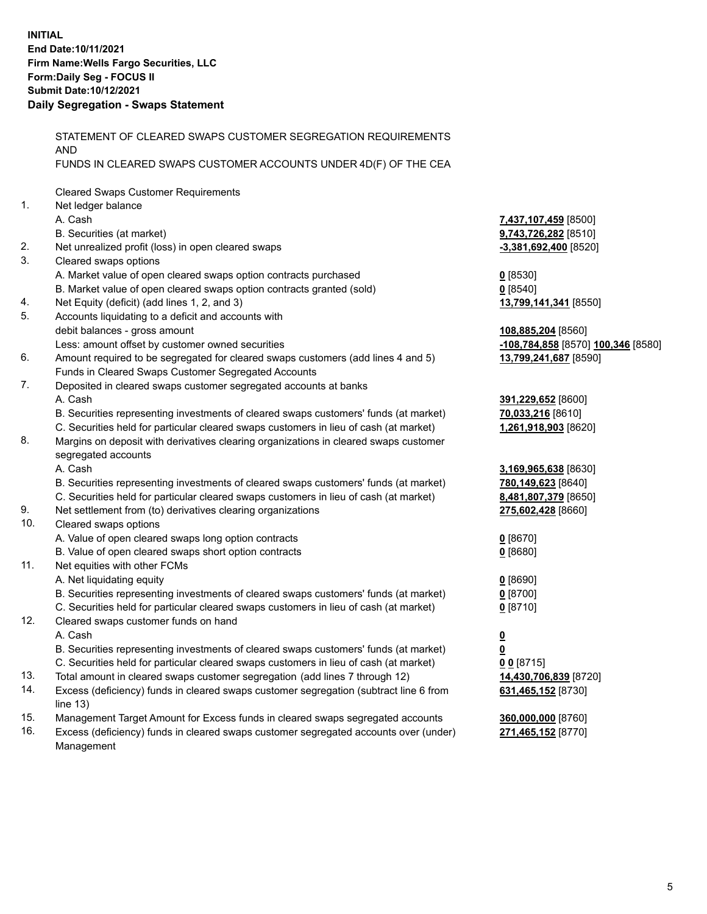**INITIAL**
**End Date:10/11/2021**
**Firm Name:Wells Fargo Securities, LLC**
**Form:Daily Seg - FOCUS II**
**Submit Date:10/12/2021**
**Daily Segregation - Swaps Statement**

STATEMENT OF CLEARED SWAPS CUSTOMER SEGREGATION REQUIREMENTS AND
FUNDS IN CLEARED SWAPS CUSTOMER ACCOUNTS UNDER 4D(F) OF THE CEA

| | | |
|---|---|---|
| | Cleared Swaps Customer Requirements | |
| 1. | Net ledger balance | |
| | A. Cash | **7,437,107,459** [8500] |
| | B. Securities (at market) | **9,743,726,282** [8510] |
| 2. | Net unrealized profit (loss) in open cleared swaps | **-3,381,692,400** [8520] |
| 3. | Cleared swaps options | |
| | A. Market value of open cleared swaps option contracts purchased | **0** [8530] |
| | B. Market value of open cleared swaps option contracts granted (sold) | **0** [8540] |
| 4. | Net Equity (deficit) (add lines 1, 2, and 3) | **13,799,141,341** [8550] |
| 5. | Accounts liquidating to a deficit and accounts with | |
| | debit balances - gross amount | **108,885,204** [8560] |
| | Less: amount offset by customer owned securities | **-108,784,858** [8570] **100,346** [8580] |
| 6. | Amount required to be segregated for cleared swaps customers (add lines 4 and 5) | **13,799,241,687** [8590] |
| | Funds in Cleared Swaps Customer Segregated Accounts | |
| 7. | Deposited in cleared swaps customer segregated accounts at banks | |
| | A. Cash | **391,229,652** [8600] |
| | B. Securities representing investments of cleared swaps customers' funds (at market) | **70,033,216** [8610] |
| | C. Securities held for particular cleared swaps customers in lieu of cash (at market) | **1,261,918,903** [8620] |
| 8. | Margins on deposit with derivatives clearing organizations in cleared swaps customer segregated accounts | |
| | A. Cash | **3,169,965,638** [8630] |
| | B. Securities representing investments of cleared swaps customers' funds (at market) | **780,149,623** [8640] |
| | C. Securities held for particular cleared swaps customers in lieu of cash (at market) | **8,481,807,379** [8650] |
| 9. | Net settlement from (to) derivatives clearing organizations | **275,602,428** [8660] |
| 10. | Cleared swaps options | |
| | A. Value of open cleared swaps long option contracts | **0** [8670] |
| | B. Value of open cleared swaps short option contracts | **0** [8680] |
| 11. | Net equities with other FCMs | |
| | A. Net liquidating equity | **0** [8690] |
| | B. Securities representing investments of cleared swaps customers' funds (at market) | **0** [8700] |
| | C. Securities held for particular cleared swaps customers in lieu of cash (at market) | **0** [8710] |
| 12. | Cleared swaps customer funds on hand | |
| | A. Cash | **0** |
| | B. Securities representing investments of cleared swaps customers' funds (at market) | **0** |
| | C. Securities held for particular cleared swaps customers in lieu of cash (at market) | **0** **0** [8715] |
| 13. | Total amount in cleared swaps customer segregation (add lines 7 through 12) | **14,430,706,839** [8720] |
| 14. | Excess (deficiency) funds in cleared swaps customer segregation (subtract line 6 from line 13) | **631,465,152** [8730] |
| 15. | Management Target Amount for Excess funds in cleared swaps segregated accounts | **360,000,000** [8760] |
| 16. | Excess (deficiency) funds in cleared swaps customer segregated accounts over (under) Management | **271,465,152** [8770] |